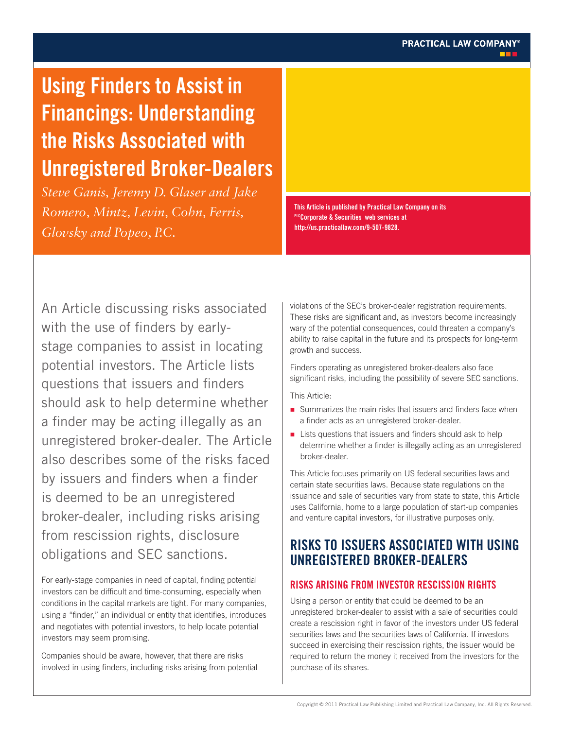# Using Finders to Assist in Financings: Understanding the Risks Associated with Unregistered Broker-Dealers

*Steve Ganis, Jeremy D. Glaser and Jake Romero, Mintz, Levin, Cohn, Ferris, Glovsky and Popeo, P.C.*

**This Article is published by Practical Law Company on its PLC Corporate & Securities web services at http://us.practicallaw.com/9-507-9828.**

An Article discussing risks associated with the use of finders by early-stage companies to assist in locating potential investors. The Article lists questions that issuers and finders should ask to help determine whether a finder may be acting illegally as an unregistered broker-dealer. The Article also describes some of the risks faced by issuers and finders when a finder is deemed to be an unregistered broker-dealer, including risks arising from rescission rights, disclosure obligations and SEC sanctions.

For early-stage companies in need of capital, finding potential investors can be difficult and time-consuming, especially when conditions in the capital markets are tight. For many companies, using a "finder," an individual or entity that identifies, introduces and negotiates with potential investors, to help locate potential investors may seem promising.

Companies should be aware, however, that there are risks involved in using finders, including risks arising from potential violations of the SEC's broker-dealer registration requirements. These risks are significant and, as investors become increasingly wary of the potential consequences, could threaten a company's ability to raise capital in the future and its prospects for long-term growth and success.

Finders operating as unregistered broker-dealers also face significant risks, including the possibility of severe SEC sanctions.

This Article:

- Summarizes the main risks that issuers and finders face when a finder acts as an unregistered broker-dealer.
- Lists questions that issuers and finders should ask to help determine whether a finder is illegally acting as an unregistered broker-dealer.

This Article focuses primarily on US federal securities laws and certain state securities laws. Because state regulations on the issuance and sale of securities vary from state to state, this Article uses California, home to a large population of start-up companies and venture capital investors, for illustrative purposes only.

## RISKS TO ISSUERS ASSOCIATED WITH USING UNREGISTERED BROKER-DEALERS

### RISKS ARISING FROM INVESTOR RESCISSION RIGHTS

Using a person or entity that could be deemed to be an unregistered broker-dealer to assist with a sale of securities could create a rescission right in favor of the investors under US federal securities laws and the securities laws of California. If investors succeed in exercising their rescission rights, the issuer would be required to return the money it received from the investors for the purchase of its shares.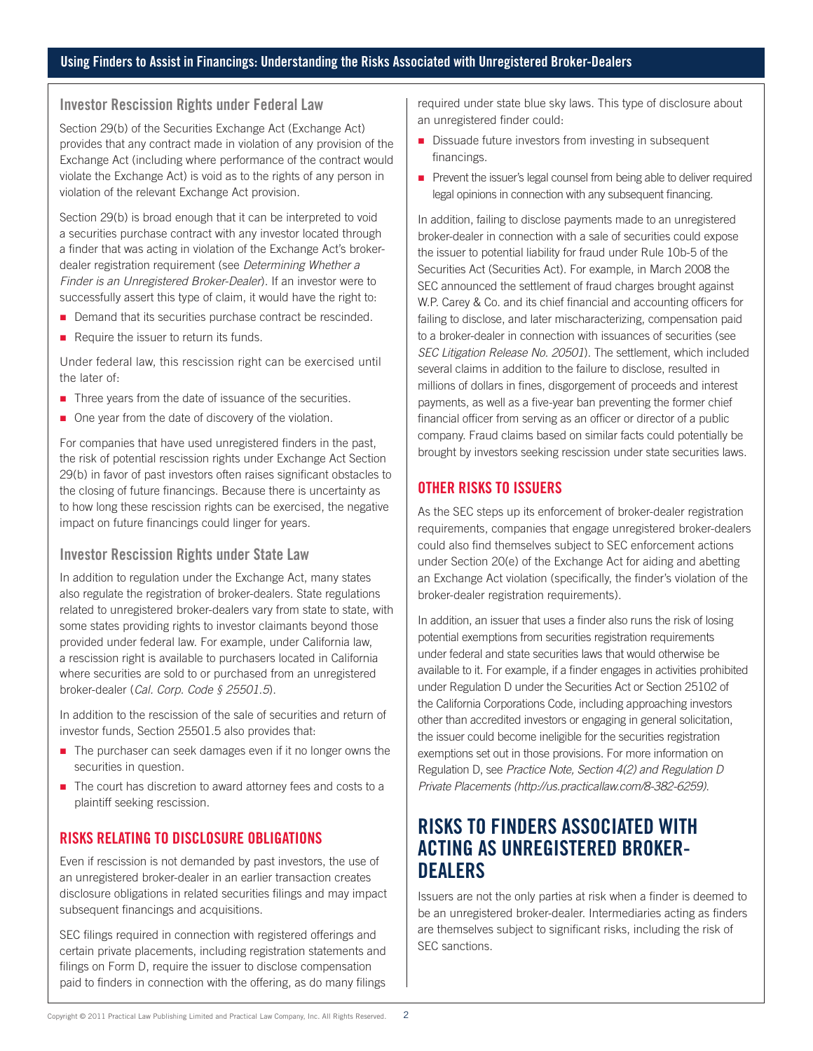### Investor Rescission Rights under Federal Law

Section 29(b) of the Securities Exchange Act (Exchange Act) provides that any contract made in violation of any provision of the Exchange Act (including where performance of the contract would violate the Exchange Act) is void as to the rights of any person in violation of the relevant Exchange Act provision.

Section 29(b) is broad enough that it can be interpreted to void a securities purchase contract with any investor located through a finder that was acting in violation of the Exchange Act's broker-dealer registration requirement (see *Determining Whether a Finder is an Unregistered Broker-Dealer*). If an investor were to successfully assert this type of claim, it would have the right to:

- Demand that its securities purchase contract be rescinded.
- Require the issuer to return its funds.

Under federal law, this rescission right can be exercised until the later of:

- Three years from the date of issuance of the securities.
- One year from the date of discovery of the violation.

For companies that have used unregistered finders in the past, the risk of potential rescission rights under Exchange Act Section 29(b) in favor of past investors often raises significant obstacles to the closing of future financings. Because there is uncertainty as to how long these rescission rights can be exercised, the negative impact on future financings could linger for years.

### Investor Rescission Rights under State Law

In addition to regulation under the Exchange Act, many states also regulate the registration of broker-dealers. State regulations related to unregistered broker-dealers vary from state to state, with some states providing rights to investor claimants beyond those provided under federal law. For example, under California law, a rescission right is available to purchasers located in California where securities are sold to or purchased from an unregistered broker-dealer (*Cal. Corp. Code § 25501.5*).

In addition to the rescission of the sale of securities and return of investor funds, Section 25501.5 also provides that:

- The purchaser can seek damages even if it no longer owns the securities in question.
- The court has discretion to award attorney fees and costs to a plaintiff seeking rescission.

## RISKS RELATING TO DISCLOSURE OBLIGATIONS

Even if rescission is not demanded by past investors, the use of an unregistered broker-dealer in an earlier transaction creates disclosure obligations in related securities filings and may impact subsequent financings and acquisitions.

SEC filings required in connection with registered offerings and certain private placements, including registration statements and filings on Form D, require the issuer to disclose compensation paid to finders in connection with the offering, as do many filings required under state blue sky laws. This type of disclosure about an unregistered finder could:

- Dissuade future investors from investing in subsequent financings.
- Prevent the issuer's legal counsel from being able to deliver required legal opinions in connection with any subsequent financing.

In addition, failing to disclose payments made to an unregistered broker-dealer in connection with a sale of securities could expose the issuer to potential liability for fraud under Rule 10b-5 of the Securities Act (Securities Act). For example, in March 2008 the SEC announced the settlement of fraud charges brought against W.P. Carey & Co. and its chief financial and accounting officers for failing to disclose, and later mischaracterizing, compensation paid to a broker-dealer in connection with issuances of securities (see *SEC Litigation Release No. 20501*). The settlement, which included several claims in addition to the failure to disclose, resulted in millions of dollars in fines, disgorgement of proceeds and interest payments, as well as a five-year ban preventing the former chief financial officer from serving as an officer or director of a public company. Fraud claims based on similar facts could potentially be brought by investors seeking rescission under state securities laws.

## OTHER RISKS TO ISSUERS

As the SEC steps up its enforcement of broker-dealer registration requirements, companies that engage unregistered broker-dealers could also find themselves subject to SEC enforcement actions under Section 20(e) of the Exchange Act for aiding and abetting an Exchange Act violation (specifically, the finder's violation of the broker-dealer registration requirements).

In addition, an issuer that uses a finder also runs the risk of losing potential exemptions from securities registration requirements under federal and state securities laws that would otherwise be available to it. For example, if a finder engages in activities prohibited under Regulation D under the Securities Act or Section 25102 of the California Corporations Code, including approaching investors other than accredited investors or engaging in general solicitation, the issuer could become ineligible for the securities registration exemptions set out in those provisions. For more information on Regulation D, see *Practice Note, Section 4(2) and Regulation D Private Placements (http://us.practicallaw.com/8-382-6259).*

# RISKS TO FINDERS ASSOCIATED WITH ACTING AS UNREGISTERED BROKER-DEALERS

Issuers are not the only parties at risk when a finder is deemed to be an unregistered broker-dealer. Intermediaries acting as finders are themselves subject to significant risks, including the risk of SEC sanctions.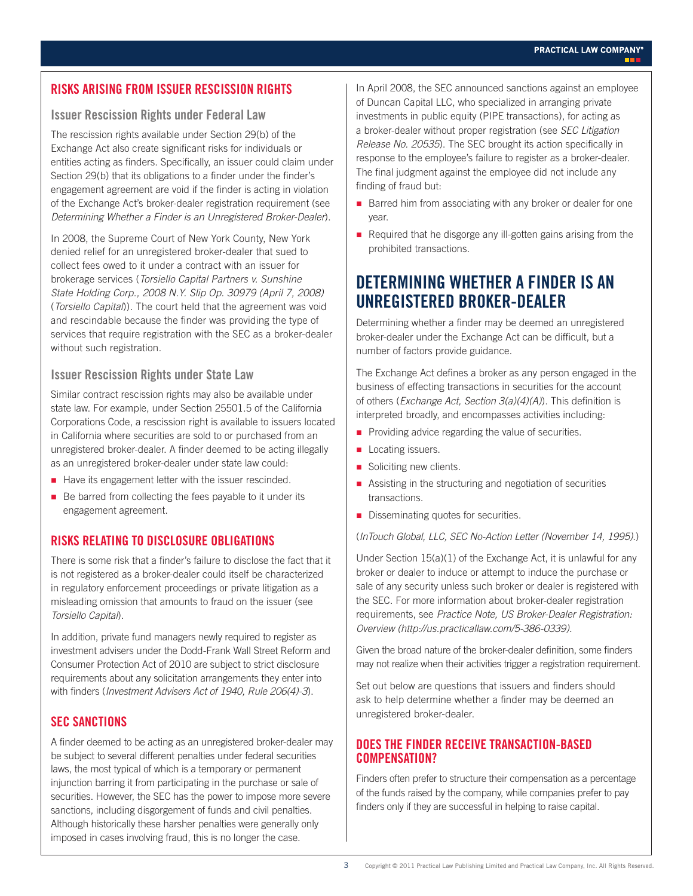## RISKS ARISING FROM ISSUER RESCISSION RIGHTS

### Issuer Rescission Rights under Federal Law

The rescission rights available under Section 29(b) of the Exchange Act also create significant risks for individuals or entities acting as finders. Specifically, an issuer could claim under Section 29(b) that its obligations to a finder under the finder's engagement agreement are void if the finder is acting in violation of the Exchange Act's broker-dealer registration requirement (see *Determining Whether a Finder is an Unregistered Broker-Dealer*).

In 2008, the Supreme Court of New York County, New York denied relief for an unregistered broker-dealer that sued to collect fees owed to it under a contract with an issuer for brokerage services (*Torsiello Capital Partners v. Sunshine State Holding Corp., 2008 N.Y. Slip Op. 30979 (April 7, 2008)* (*Torsiello Capital*)). The court held that the agreement was void and rescindable because the finder was providing the type of services that require registration with the SEC as a broker-dealer without such registration.

### Issuer Rescission Rights under State Law

Similar contract rescission rights may also be available under state law. For example, under Section 25501.5 of the California Corporations Code, a rescission right is available to issuers located in California where securities are sold to or purchased from an unregistered broker-dealer. A finder deemed to be acting illegally as an unregistered broker-dealer under state law could:

- Have its engagement letter with the issuer rescinded.
- Be barred from collecting the fees payable to it under its engagement agreement.

## RISKS RELATING TO DISCLOSURE OBLIGATIONS

There is some risk that a finder's failure to disclose the fact that it is not registered as a broker-dealer could itself be characterized in regulatory enforcement proceedings or private litigation as a misleading omission that amounts to fraud on the issuer (see *Torsiello Capital*).

In addition, private fund managers newly required to register as investment advisers under the Dodd-Frank Wall Street Reform and Consumer Protection Act of 2010 are subject to strict disclosure requirements about any solicitation arrangements they enter into with finders (*Investment Advisers Act of 1940, Rule 206(4)-3*).

## SEC SANCTIONS

A finder deemed to be acting as an unregistered broker-dealer may be subject to several different penalties under federal securities laws, the most typical of which is a temporary or permanent injunction barring it from participating in the purchase or sale of securities. However, the SEC has the power to impose more severe sanctions, including disgorgement of funds and civil penalties. Although historically these harsher penalties were generally only imposed in cases involving fraud, this is no longer the case.

In April 2008, the SEC announced sanctions against an employee of Duncan Capital LLC, who specialized in arranging private investments in public equity (PIPE transactions), for acting as a broker-dealer without proper registration (see *SEC Litigation Release No. 20535*). The SEC brought its action specifically in response to the employee's failure to register as a broker-dealer. The final judgment against the employee did not include any finding of fraud but:

- Barred him from associating with any broker or dealer for one year.
- Required that he disgorge any ill-gotten gains arising from the prohibited transactions.

# DETERMINING WHETHER A FINDER IS AN UNREGISTERED BROKER-DEALER

Determining whether a finder may be deemed an unregistered broker-dealer under the Exchange Act can be difficult, but a number of factors provide guidance.

The Exchange Act defines a broker as any person engaged in the business of effecting transactions in securities for the account of others (*Exchange Act, Section 3(a)(4)(A)*). This definition is interpreted broadly, and encompasses activities including:

- Providing advice regarding the value of securities.
- Locating issuers.
- Soliciting new clients.
- Assisting in the structuring and negotiation of securities transactions.
- Disseminating quotes for securities.

(*InTouch Global, LLC, SEC No-Action Letter (November 14, 1995).*)

Under Section 15(a)(1) of the Exchange Act, it is unlawful for any broker or dealer to induce or attempt to induce the purchase or sale of any security unless such broker or dealer is registered with the SEC. For more information about broker-dealer registration requirements, see *Practice Note, US Broker-Dealer Registration: Overview (http://us.practicallaw.com/5-386-0339).*

Given the broad nature of the broker-dealer definition, some finders may not realize when their activities trigger a registration requirement.

Set out below are questions that issuers and finders should ask to help determine whether a finder may be deemed an unregistered broker-dealer.

## DOES THE FINDER RECEIVE TRANSACTION-BASED COMPENSATION?

Finders often prefer to structure their compensation as a percentage of the funds raised by the company, while companies prefer to pay finders only if they are successful in helping to raise capital.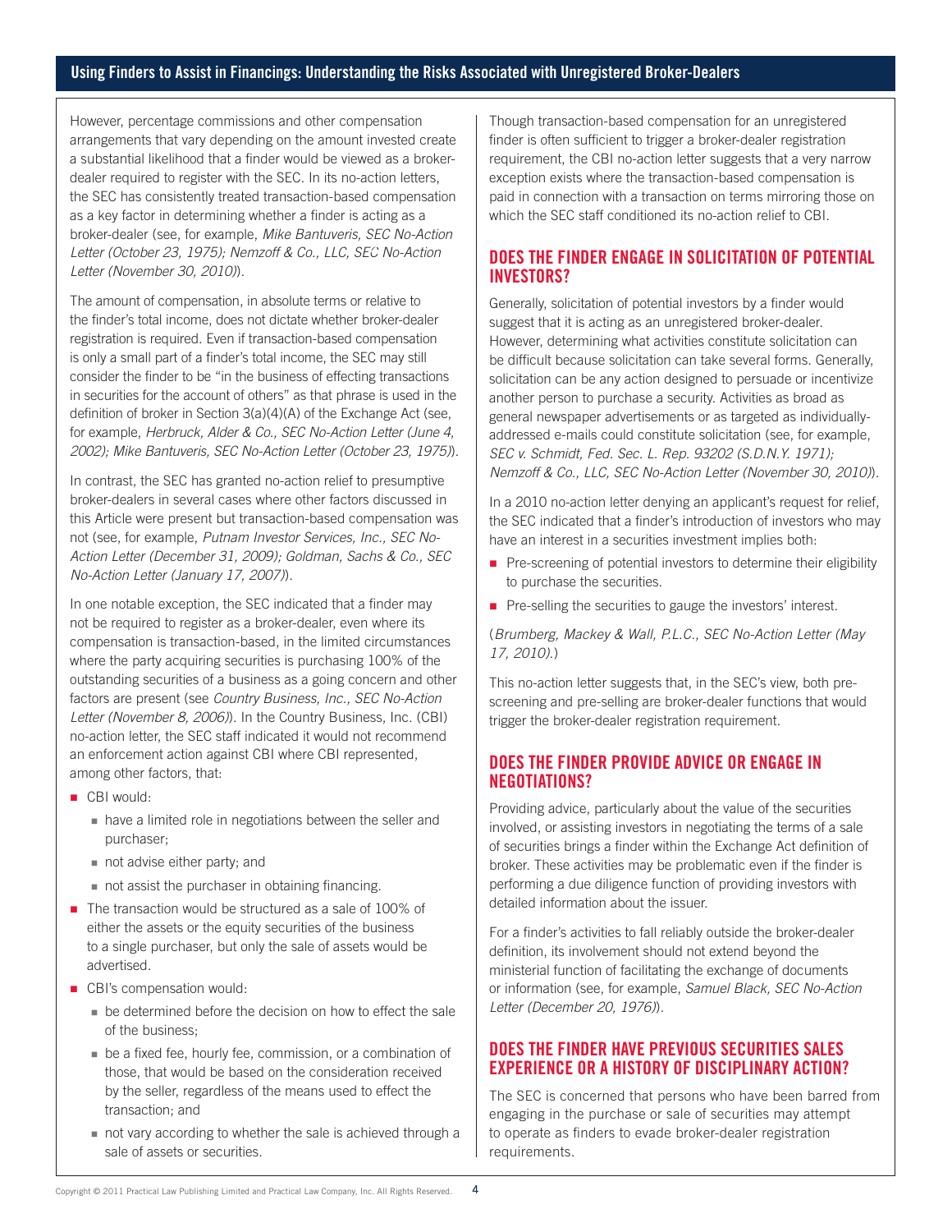However, percentage commissions and other compensation arrangements that vary depending on the amount invested create a substantial likelihood that a finder would be viewed as a broker-dealer required to register with the SEC. In its no-action letters, the SEC has consistently treated transaction-based compensation as a key factor in determining whether a finder is acting as a broker-dealer (see, for example, *Mike Bantuveris, SEC No-Action Letter (October 23, 1975); Nemzoff & Co., LLC, SEC No-Action Letter (November 30, 2010)*).

The amount of compensation, in absolute terms or relative to the finder's total income, does not dictate whether broker-dealer registration is required. Even if transaction-based compensation is only a small part of a finder's total income, the SEC may still consider the finder to be "in the business of effecting transactions in securities for the account of others" as that phrase is used in the definition of broker in Section 3(a)(4)(A) of the Exchange Act (see, for example, *Herbruck, Alder & Co., SEC No-Action Letter (June 4, 2002); Mike Bantuveris, SEC No-Action Letter (October 23, 1975)*).

In contrast, the SEC has granted no-action relief to presumptive broker-dealers in several cases where other factors discussed in this Article were present but transaction-based compensation was not (see, for example, *Putnam Investor Services, Inc., SEC No-Action Letter (December 31, 2009); Goldman, Sachs & Co., SEC No-Action Letter (January 17, 2007)*).

In one notable exception, the SEC indicated that a finder may not be required to register as a broker-dealer, even where its compensation is transaction-based, in the limited circumstances where the party acquiring securities is purchasing 100% of the outstanding securities of a business as a going concern and other factors are present (see *Country Business, Inc., SEC No-Action Letter (November 8, 2006)*). In the Country Business, Inc. (CBI) no-action letter, the SEC staff indicated it would not recommend an enforcement action against CBI where CBI represented, among other factors, that:

- CBI would:
  - have a limited role in negotiations between the seller and purchaser;
  - not advise either party; and
  - not assist the purchaser in obtaining financing.
- The transaction would be structured as a sale of 100% of either the assets or the equity securities of the business to a single purchaser, but only the sale of assets would be advertised.
- CBI's compensation would:
  - be determined before the decision on how to effect the sale of the business;
  - be a fixed fee, hourly fee, commission, or a combination of those, that would be based on the consideration received by the seller, regardless of the means used to effect the transaction; and
  - not vary according to whether the sale is achieved through a sale of assets or securities.

Though transaction-based compensation for an unregistered finder is often sufficient to trigger a broker-dealer registration requirement, the CBI no-action letter suggests that a very narrow exception exists where the transaction-based compensation is paid in connection with a transaction on terms mirroring those on which the SEC staff conditioned its no-action relief to CBI.

## DOES THE FINDER ENGAGE IN SOLICITATION OF POTENTIAL INVESTORS?

Generally, solicitation of potential investors by a finder would suggest that it is acting as an unregistered broker-dealer. However, determining what activities constitute solicitation can be difficult because solicitation can take several forms. Generally, solicitation can be any action designed to persuade or incentivize another person to purchase a security. Activities as broad as general newspaper advertisements or as targeted as individually-addressed e-mails could constitute solicitation (see, for example, *SEC v. Schmidt, Fed. Sec. L. Rep. 93202 (S.D.N.Y. 1971); Nemzoff & Co., LLC, SEC No-Action Letter (November 30, 2010)*).

In a 2010 no-action letter denying an applicant's request for relief, the SEC indicated that a finder's introduction of investors who may have an interest in a securities investment implies both:

- Pre-screening of potential investors to determine their eligibility to purchase the securities.
- Pre-selling the securities to gauge the investors' interest.

(*Brumberg, Mackey & Wall, P.L.C., SEC No-Action Letter (May 17, 2010).*)

This no-action letter suggests that, in the SEC's view, both pre-screening and pre-selling are broker-dealer functions that would trigger the broker-dealer registration requirement.

## DOES THE FINDER PROVIDE ADVICE OR ENGAGE IN NEGOTIATIONS?

Providing advice, particularly about the value of the securities involved, or assisting investors in negotiating the terms of a sale of securities brings a finder within the Exchange Act definition of broker. These activities may be problematic even if the finder is performing a due diligence function of providing investors with detailed information about the issuer.

For a finder's activities to fall reliably outside the broker-dealer definition, its involvement should not extend beyond the ministerial function of facilitating the exchange of documents or information (see, for example, *Samuel Black, SEC No-Action Letter (December 20, 1976)*).

## DOES THE FINDER HAVE PREVIOUS SECURITIES SALES EXPERIENCE OR A HISTORY OF DISCIPLINARY ACTION?

The SEC is concerned that persons who have been barred from engaging in the purchase or sale of securities may attempt to operate as finders to evade broker-dealer registration requirements.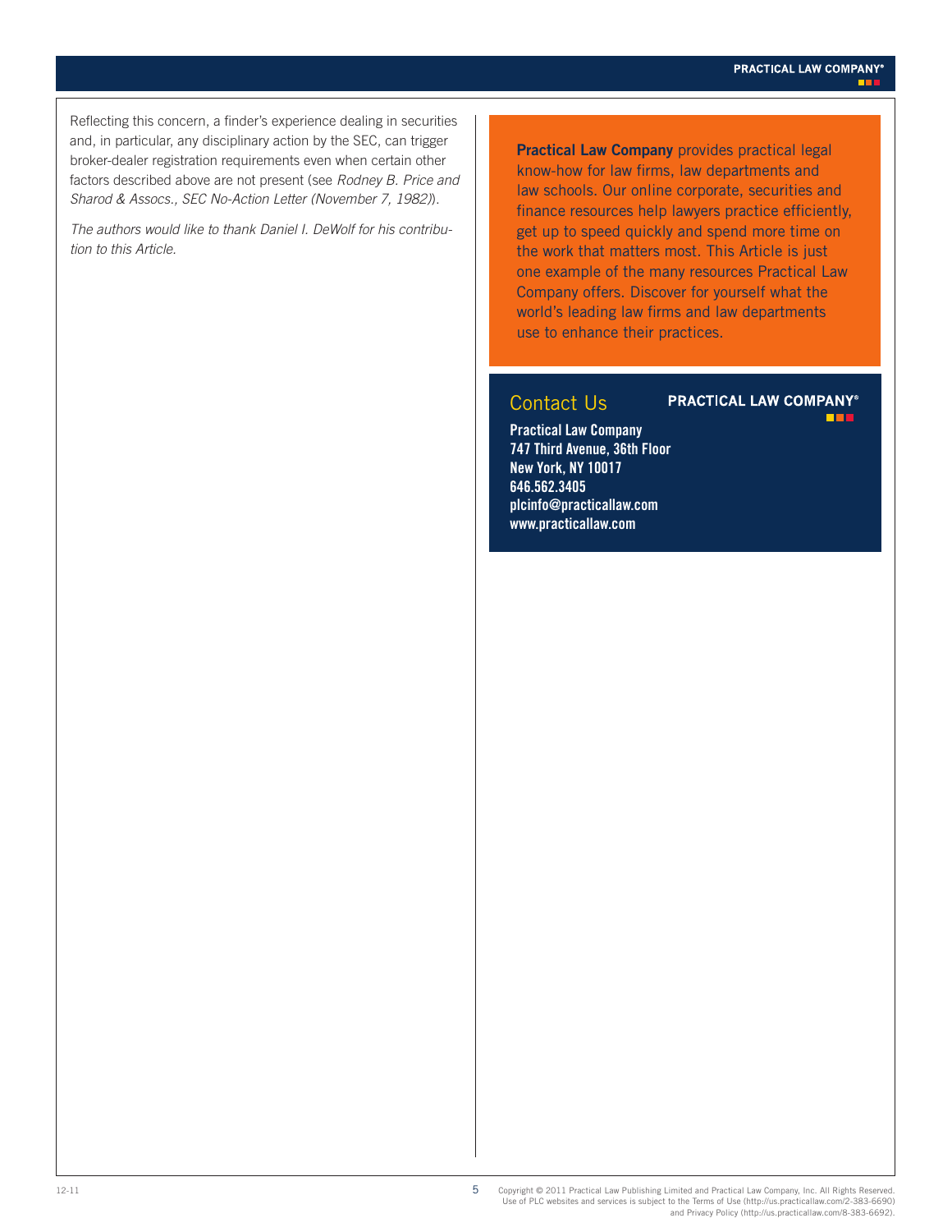Reflecting this concern, a finder's experience dealing in securities and, in particular, any disciplinary action by the SEC, can trigger broker-dealer registration requirements even when certain other factors described above are not present (see *Rodney B. Price and Sharod & Assocs., SEC No-Action Letter (November 7, 1982)*).

*The authors would like to thank Daniel I. DeWolf for his contribution to this Article.*

**Practical Law Company** provides practical legal know-how for law firms, law departments and law schools. Our online corporate, securities and finance resources help lawyers practice efficiently, get up to speed quickly and spend more time on the work that matters most. This Article is just one example of the many resources Practical Law Company offers. Discover for yourself what the world's leading law firms and law departments use to enhance their practices.

## Contact Us

PRACTICAL LAW COMPANY®

**Practical Law Company**
**747 Third Avenue, 36th Floor**
**New York, NY 10017**
**646.562.3405**
**plcinfo@practicallaw.com**
**www.practicallaw.com**

12-11

Copyright © 2011 Practical Law Publishing Limited and Practical Law Company, Inc. All Rights Reserved. Use of PLC websites and services is subject to the Terms of Use (http://us.practicallaw.com/2-383-6690) and Privacy Policy (http://us.practicallaw.com/8-383-6692).